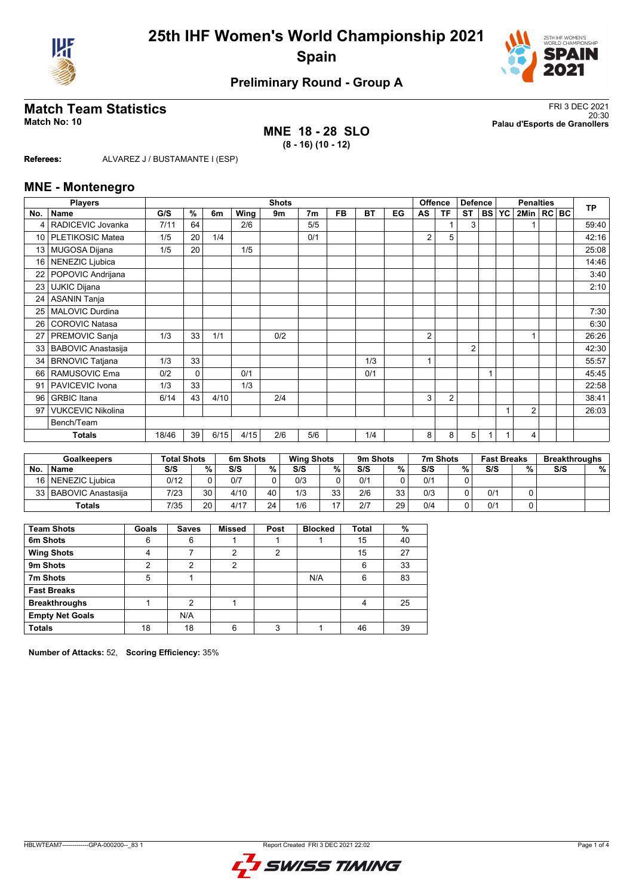# 25th IHF Women's World Championship 2021

## Spain

### Preliminary Round - Group A

## Match Team Statistics

**Match No: 10**

FRI 3 DEC 2021
20:30
**Palau d'Esports de Granollers**

**MNE 18 - 28 SLO**
**(8 - 16) (10 - 12)**

**Referees:** ALVAREZ J / BUSTAMANTE I (ESP)

## MNE - Montenegro

| No. | Name | G/S | % | 6m | Wing | 9m | 7m | FB | BT | EG | AS | TF | ST | BS | YC | 2Min | RC | BC | TP |
|---|---|---|---|---|---|---|---|---|---|---|---|---|---|---|---|---|---|---|---|
| | **Players** | **Shots** | | | | | | | | | **Offence** | | **Defence** | | **Penalties** | | | | |
| 4 | RADICEVIC Jovanka | 7/11 | 64 | | 2/6 | | 5/5 | | | | | 1 | 3 | | | 1 | | | 59:40 |
| 10 | PLETIKOSIC Matea | 1/5 | 20 | 1/4 | | | 0/1 | | | | 2 | 5 | | | | | | | 42:16 |
| 13 | MUGOSA Dijana | 1/5 | 20 | | 1/5 | | | | | | | | | | | | | | 25:08 |
| 16 | NENEZIC Ljubica | | | | | | | | | | | | | | | | | | 14:46 |
| 22 | POPOVIC Andrijana | | | | | | | | | | | | | | | | | | 3:40 |
| 23 | UJKIC Dijana | | | | | | | | | | | | | | | | | | 2:10 |
| 24 | ASANIN Tanja | | | | | | | | | | | | | | | | | | |
| 25 | MALOVIC Durdina | | | | | | | | | | | | | | | | | | 7:30 |
| 26 | COROVIC Natasa | | | | | | | | | | | | | | | | | | 6:30 |
| 27 | PREMOVIC Sanja | 1/3 | 33 | 1/1 | | 0/2 | | | | | 2 | | | | | 1 | | | 26:26 |
| 33 | BABOVIC Anastasija | | | | | | | | | | | | 2 | | | | | | 42:30 |
| 34 | BRNOVIC Tatjana | 1/3 | 33 | | | | | | 1/3 | | 1 | | | | | | | | 55:57 |
| 66 | RAMUSOVIC Ema | 0/2 | 0 | | 0/1 | | | | 0/1 | | | | | 1 | | | | | 45:45 |
| 91 | PAVICEVIC Ivona | 1/3 | 33 | | 1/3 | | | | | | | | | | | | | | 22:58 |
| 96 | GRBIC Itana | 6/14 | 43 | 4/10 | | 2/4 | | | | | 3 | 2 | | | | | | | 38:41 |
| 97 | VUKCEVIC Nikolina | | | | | | | | | | | | | | 1 | 2 | | | 26:03 |
| | Bench/Team | | | | | | | | | | | | | | | | | | |
| | **Totals** | 18/46 | 39 | 6/15 | 4/15 | 2/6 | 5/6 | | 1/4 | | 8 | 8 | 5 | 1 | 1 | 4 | | | |

| No. | Name | Total Shots S/S | % | 6m Shots S/S | % | Wing Shots S/S | % | 9m Shots S/S | % | 7m Shots S/S | % | Fast Breaks S/S | % | Breakthroughs S/S | % |
|---|---|---|---|---|---|---|---|---|---|---|---|---|---|---|---|
| 16 | NENEZIC Ljubica | 0/12 | 0 | 0/7 | 0 | 0/3 | 0 | 0/1 | 0 | 0/1 | 0 | | | | |
| 33 | BABOVIC Anastasija | 7/23 | 30 | 4/10 | 40 | 1/3 | 33 | 2/6 | 33 | 0/3 | 0 | 0/1 | 0 | | |
| | **Totals** | 7/35 | 20 | 4/17 | 24 | 1/6 | 17 | 2/7 | 29 | 0/4 | 0 | 0/1 | 0 | | |

| Team Shots | Goals | Saves | Missed | Post | Blocked | Total | % |
|---|---|---|---|---|---|---|---|
| **6m Shots** | 6 | 6 | 1 | 1 | 1 | 15 | 40 |
| **Wing Shots** | 4 | 7 | 2 | 2 | | 15 | 27 |
| **9m Shots** | 2 | 2 | 2 | | | 6 | 33 |
| **7m Shots** | 5 | 1 | | | N/A | 6 | 83 |
| **Fast Breaks** | | | | | | | |
| **Breakthroughs** | 1 | 2 | 1 | | | 4 | 25 |
| **Empty Net Goals** | | N/A | | | | | |
| **Totals** | 18 | 18 | 6 | 3 | 1 | 46 | 39 |

**Number of Attacks:** 52, **Scoring Efficiency:** 35%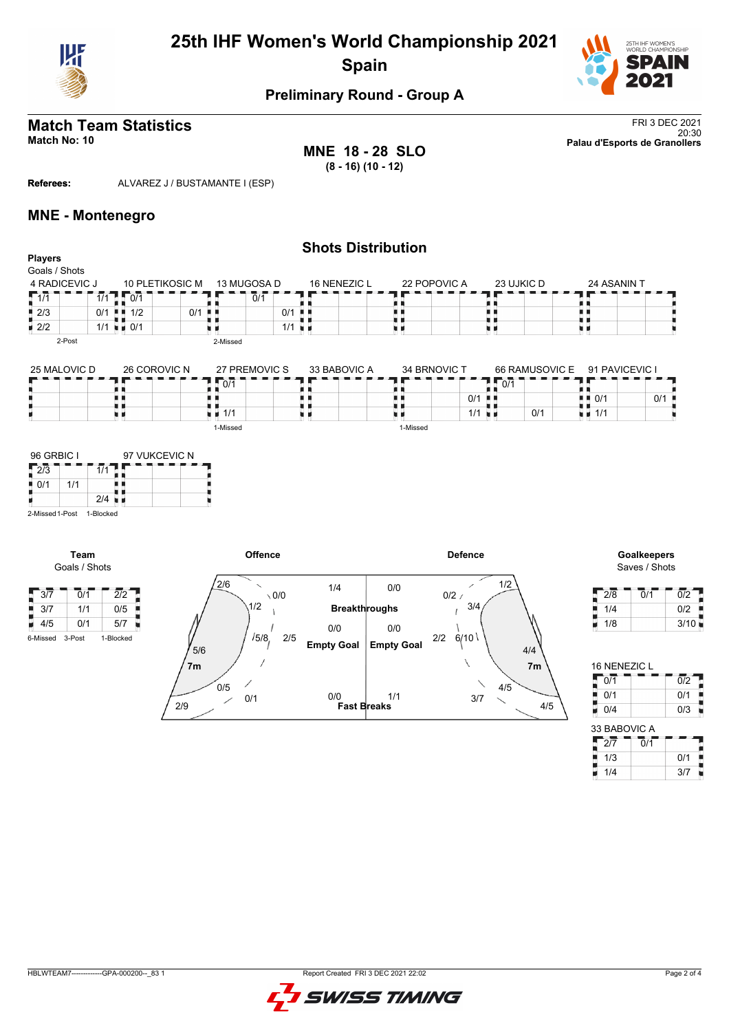# 25th IHF Women's World Championship 2021
## Spain

### Preliminary Round - Group A

## Match Team Statistics

**Match No: 10**

FRI 3 DEC 2021
20:30
**Palau d'Esports de Granollers**

**MNE 18 - 28 SLO**
**(8 - 16) (10 - 12)**

**Referees:** ALVAREZ J / BUSTAMANTE I (ESP)

## MNE - Montenegro

### Shots Distribution

**Players**
Goals / Shots

**4 RADICEVIC J**

| | | |
|---|---|---|
| 1/1 | | 1/1 |
| 2/3 | | 0/1 |
| 2/2 | | 1/1 |

2-Post

**10 PLETIKOSIC M**

| | | |
|---|---|---|
| 0/1 | | |
| 1/2 | | 0/1 |
| 0/1 | | |

**13 MUGOSA D**

| | | |
|---|---|---|
| | 0/1 | |
| | | 0/1 |
| | | 1/1 |

2-Missed

**16 NENEZIC L**

**22 POPOVIC A**

**23 UJKIC D**

**24 ASANIN T**

**25 MALOVIC D**

**26 COROVIC N**

**27 PREMOVIC S**

| | | |
|---|---|---|
| 0/1 | | |
| | | |
| 1/1 | | |

1-Missed

**33 BABOVIC A**

**34 BRNOVIC T**

| | | |
|---|---|---|
| | | |
| | | 0/1 |
| | | 1/1 |

1-Missed

**66 RAMUSOVIC E**

| | | |
|---|---|---|
| 0/1 | | |
| | | |
| | | 0/1 |

**91 PAVICEVIC I**

| | | |
|---|---|---|
| | | |
| 0/1 | | 0/1 |
| 1/1 | | |

**96 GRBIC I**

| | | |
|---|---|---|
| 2/3 | | 1/1 |
| 0/1 | 1/1 | |
| | | 2/4 |

2-Missed 1-Post 1-Blocked

**97 VUKCEVIC N**

**Team**
Goals / Shots

| | | |
|---|---|---|
| 3/7 | 0/1 | 2/2 |
| 3/7 | 1/1 | 0/5 |
| 4/5 | 0/1 | 5/7 |

6-Missed 3-Post 1-Blocked

**Offence**

| | |
|---|---|
| Left wing | 2/6 |
| Left 9m | 1/2 |
| Centre 9m (top) | 0/0 |
| Left back | 5/6 |
| Centre 6m | 5/8 |
| Centre | 2/5 |
| 7m | 5/6 |
| Left 6m | 0/5 |
| Right 6m | 0/1 |
| Right wing | 2/9 |

| | Offence | Defence |
|---|---|---|
| Breakthroughs | 1/4 | 0/0 |
| Empty Goal | 0/0 | 0/0 |
| Fast Breaks | 0/0 | 1/1 |

**Defence**

| | |
|---|---|
| Right wing | 1/2 |
| Centre 9m (top) | 0/2 |
| Right 9m | 3/4 |
| Centre | 2/2 |
| Centre 6m | 6/10 |
| 7m | 4/4 |
| Right 6m | 4/5 |
| Left 6m | 3/7 |
| Left wing | 4/5 |

**Goalkeepers**
Saves / Shots

| | | |
|---|---|---|
| 2/8 | 0/1 | 0/2 |
| 1/4 | | 0/2 |
| 1/8 | | 3/10 |

**16 NENEZIC L**

| | | |
|---|---|---|
| 0/1 | | 0/2 |
| 0/1 | | 0/1 |
| 0/4 | | 0/3 |

**33 BABOVIC A**

| | | |
|---|---|---|
| 2/7 | 0/1 | |
| 1/3 | | 0/1 |
| 1/4 | | 3/7 |

HBLWTEAM7--------------GPA-000200--_83 1 Report Created FRI 3 DEC 2021 22:02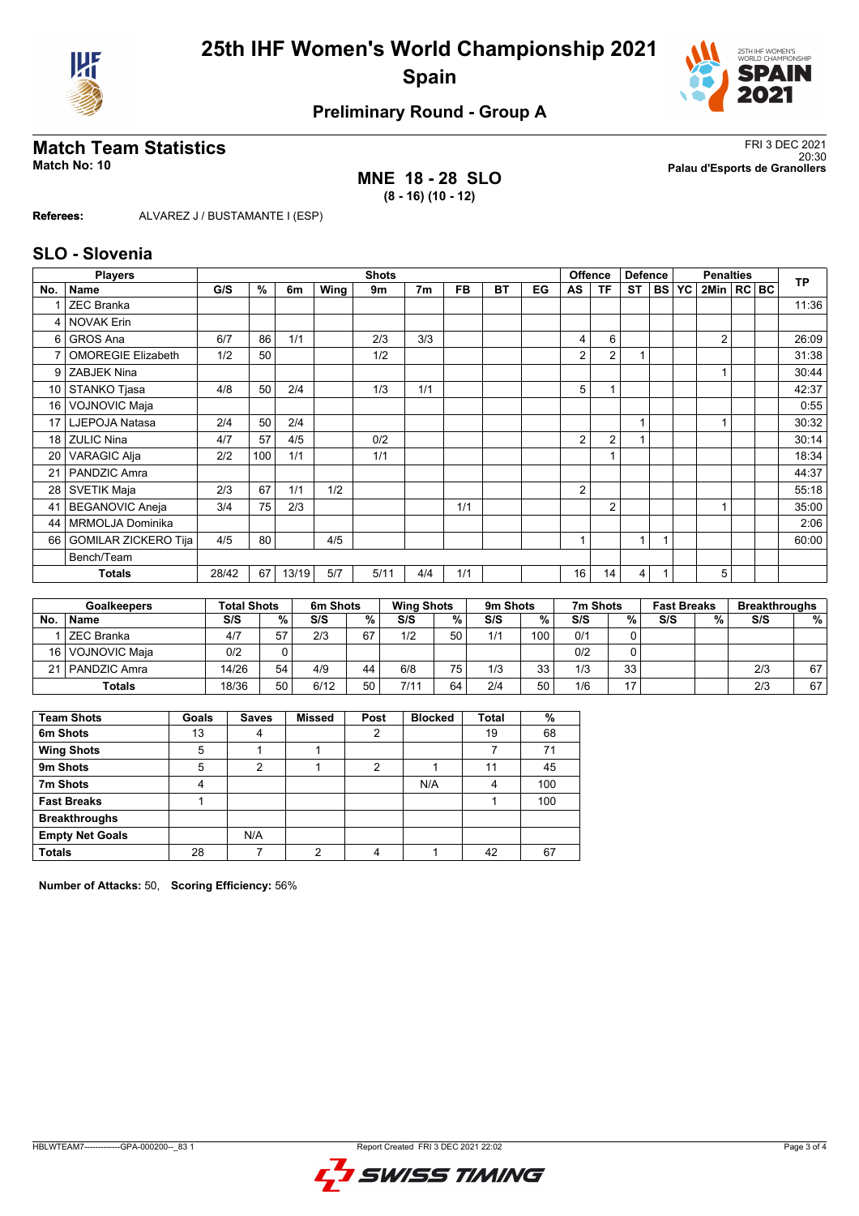# 25th IHF Women's World Championship 2021
## Spain

### Preliminary Round - Group A

## Match Team Statistics

**Match No: 10**

FRI 3 DEC 2021
20:30
**Palau d'Esports de Granollers**

**MNE 18 - 28 SLO**
**(8 - 16) (10 - 12)**

**Referees:** ALVAREZ J / BUSTAMANTE I (ESP)

## SLO - Slovenia

| Players | | Shots | | | | | | | | | Offence | | Defence | | | Penalties | | | TP |
|---|---|---|---|---|---|---|---|---|---|---|---|---|---|---|---|---|---|---|---|
| No. | Name | G/S | % | 6m | Wing | 9m | 7m | FB | BT | EG | AS | TF | ST | BS | YC | 2Min | RC | BC | |
| 1 | ZEC Branka | | | | | | | | | | | | | | | | | | 11:36 |
| 4 | NOVAK Erin | | | | | | | | | | | | | | | | | | |
| 6 | GROS Ana | 6/7 | 86 | 1/1 | | 2/3 | 3/3 | | | | 4 | 6 | | | | 2 | | | 26:09 |
| 7 | OMOREGIE Elizabeth | 1/2 | 50 | | | 1/2 | | | | | 2 | 2 | 1 | | | | | | 31:38 |
| 9 | ZABJEK Nina | | | | | | | | | | | | | | | 1 | | | 30:44 |
| 10 | STANKO Tjasa | 4/8 | 50 | 2/4 | | 1/3 | 1/1 | | | | 5 | 1 | | | | | | | 42:37 |
| 16 | VOJNOVIC Maja | | | | | | | | | | | | | | | | | | 0:55 |
| 17 | LJEPOJA Natasa | 2/4 | 50 | 2/4 | | | | | | | | | 1 | | | 1 | | | 30:32 |
| 18 | ZULIC Nina | 4/7 | 57 | 4/5 | | 0/2 | | | | | 2 | 2 | 1 | | | | | | 30:14 |
| 20 | VARAGIC Alja | 2/2 | 100 | 1/1 | | 1/1 | | | | | | 1 | | | | | | | 18:34 |
| 21 | PANDZIC Amra | | | | | | | | | | | | | | | | | | 44:37 |
| 28 | SVETIK Maja | 2/3 | 67 | 1/1 | 1/2 | | | | | | 2 | | | | | | | | 55:18 |
| 41 | BEGANOVIC Aneja | 3/4 | 75 | 2/3 | | | | 1/1 | | | | 2 | | | | 1 | | | 35:00 |
| 44 | MRMOLJA Dominika | | | | | | | | | | | | | | | | | | 2:06 |
| 66 | GOMILAR ZICKERO Tija | 4/5 | 80 | | 4/5 | | | | | | 1 | | 1 | 1 | | | | | 60:00 |
| | Bench/Team | | | | | | | | | | | | | | | | | | |
| | **Totals** | 28/42 | 67 | 13/19 | 5/7 | 5/11 | 4/4 | 1/1 | | | 16 | 14 | 4 | 1 | | 5 | | | |

| Goalkeepers | | Total Shots | | 6m Shots | | Wing Shots | | 9m Shots | | 7m Shots | | Fast Breaks | | Breakthroughs | |
|---|---|---|---|---|---|---|---|---|---|---|---|---|---|---|---|
| No. | Name | S/S | % | S/S | % | S/S | % | S/S | % | S/S | % | S/S | % | S/S | % |
| 1 | ZEC Branka | 4/7 | 57 | 2/3 | 67 | 1/2 | 50 | 1/1 | 100 | 0/1 | 0 | | | | |
| 16 | VOJNOVIC Maja | 0/2 | 0 | | | | | | | 0/2 | 0 | | | | |
| 21 | PANDZIC Amra | 14/26 | 54 | 4/9 | 44 | 6/8 | 75 | 1/3 | 33 | 1/3 | 33 | | | 2/3 | 67 |
| | **Totals** | 18/36 | 50 | 6/12 | 50 | 7/11 | 64 | 2/4 | 50 | 1/6 | 17 | | | 2/3 | 67 |

| Team Shots | Goals | Saves | Missed | Post | Blocked | Total | % |
|---|---|---|---|---|---|---|---|
| 6m Shots | 13 | 4 | | 2 | | 19 | 68 |
| Wing Shots | 5 | 1 | 1 | | | 7 | 71 |
| 9m Shots | 5 | 2 | 1 | 2 | 1 | 11 | 45 |
| 7m Shots | 4 | | | | N/A | 4 | 100 |
| Fast Breaks | 1 | | | | | 1 | 100 |
| Breakthroughs | | | | | | | |
| Empty Net Goals | | N/A | | | | | |
| Totals | 28 | 7 | 2 | 4 | 1 | 42 | 67 |

**Number of Attacks:** 50, **Scoring Efficiency:** 56%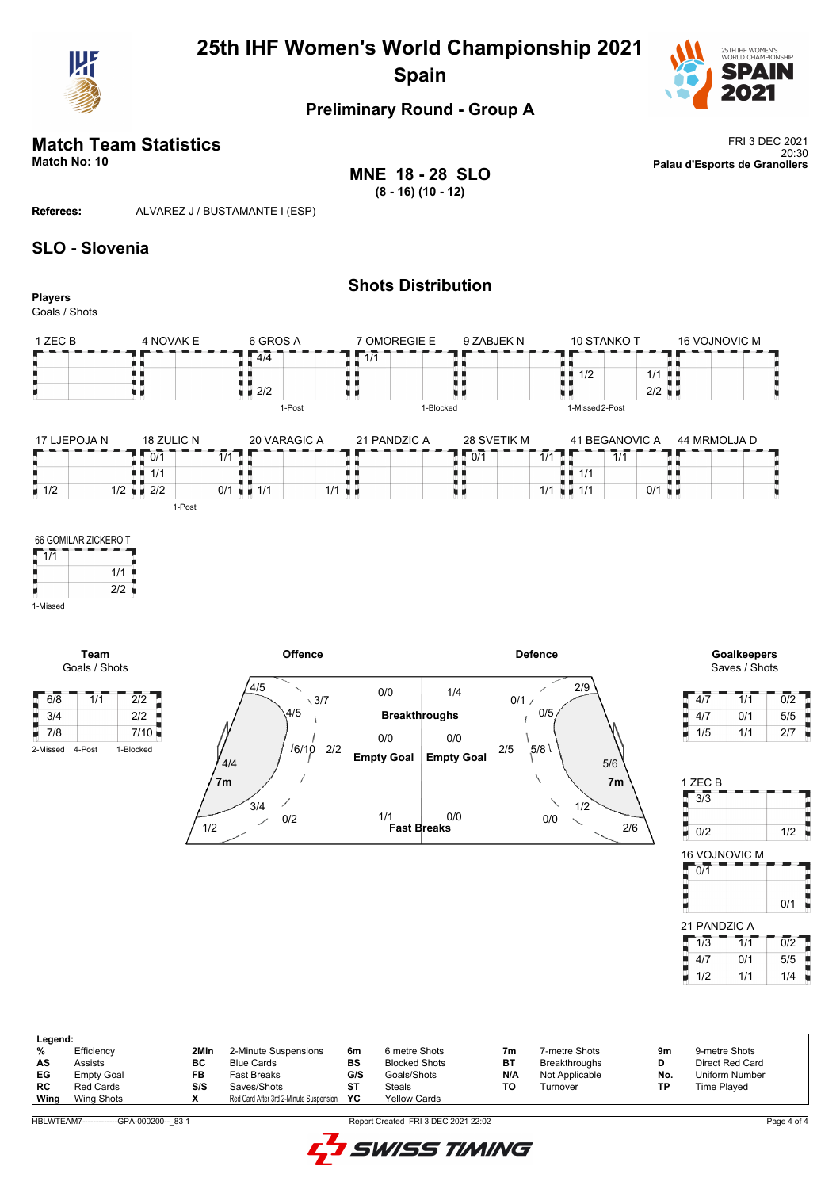# 25th IHF Women's World Championship 2021

## Spain

### Preliminary Round - Group A

## Match Team Statistics

**Match No: 10**

FRI 3 DEC 2021
20:30
**Palau d'Esports de Granollers**

**MNE 18 - 28 SLO**
**(8 - 16) (10 - 12)**

**Referees:** ALVAREZ J / BUSTAMANTE I (ESP)

## SLO - Slovenia

### Shots Distribution

**Players**
Goals / Shots

1 ZEC B

| | | |
|---|---|---|
| | | |
| | | |
| | | |

4 NOVAK E

| | | |
|---|---|---|
| | | |
| | | |
| | | |

6 GROS A

| | | |
|---|---|---|
| 4/4 | | |
| | | |
| 2/2 | | |

1-Post

7 OMOREGIE E

| | | |
|---|---|---|
| 1/1 | | |
| | | |
| | | |

1-Blocked

9 ZABJEK N

| | | |
|---|---|---|
| | | |
| | | |
| | | |

10 STANKO T

| | | |
|---|---|---|
| | | |
| 1/2 | | 1/1 |
| | | 2/2 |

1-Missed 2-Post

16 VOJNOVIC M

| | | |
|---|---|---|
| | | |
| | | |
| | | |

17 LJEPOJA N

| | | |
|---|---|---|
| | | |
| | | |
| 1/2 | | 1/2 |

18 ZULIC N

| | | |
|---|---|---|
| 0/1 | | 1/1 |
| 1/1 | | |
| 2/2 | | 0/1 |

1-Post

20 VARAGIC A

| | | |
|---|---|---|
| | | |
| | | |
| 1/1 | | 1/1 |

21 PANDZIC A

| | | |
|---|---|---|
| | | |
| | | |
| | | |

28 SVETIK M

| | | |
|---|---|---|
| 0/1 | | 1/1 |
| | | |
| | | 1/1 |

41 BEGANOVIC A

| | | |
|---|---|---|
| | 1/1 | |
| 1/1 | | |
| 1/1 | | 0/1 |

44 MRMOLJA D

| | | |
|---|---|---|
| | | |
| | | |
| | | |

66 GOMILAR ZICKERO T

| | | |
|---|---|---|
| 1/1 | | |
| | | 1/1 |
| | | 2/2 |

1-Missed

**Team**
Goals / Shots

| | | |
|---|---|---|
| 6/8 | 1/1 | 2/2 |
| 3/4 | | 2/2 |
| 7/8 | | 7/10 |

2-Missed 4-Post 1-Blocked

**Offence**

4/5
3/7
4/5
4/4
6/10
2/2
7m
3/4
0/2
1/2
0/0 Breakthroughs 1/4
0/0 Empty Goal 0/0
1/1 Fast Breaks 0/0

**Defence**

2/9
0/1
0/5
2/5
5/8
5/6
7m
1/2
0/0
2/6

**Goalkeepers**
Saves / Shots

| | | |
|---|---|---|
| 4/7 | 1/1 | 0/2 |
| 4/7 | 0/1 | 5/5 |
| 1/5 | 1/1 | 2/7 |

1 ZEC B

| | | |
|---|---|---|
| 3/3 | | |
| | | |
| 0/2 | | 1/2 |

16 VOJNOVIC M

| | | |
|---|---|---|
| 0/1 | | |
| | | |
| | | 0/1 |

21 PANDZIC A

| | | |
|---|---|---|
| 1/3 | 1/1 | 0/2 |
| 4/7 | 0/1 | 5/5 |
| 1/2 | 1/1 | 1/4 |

| Legend: | | | | | | | | | |
|---|---|---|---|---|---|---|---|---|---|
| % | Efficiency | 2Min | 2-Minute Suspensions | 6m | 6 metre Shots | 7m | 7-metre Shots | 9m | 9-metre Shots |
| AS | Assists | BC | Blue Cards | BS | Blocked Shots | BT | Breakthroughs | D | Direct Red Card |
| EG | Empty Goal | FB | Fast Breaks | G/S | Goals/Shots | N/A | Not Applicable | No. | Uniform Number |
| RC | Red Cards | S/S | Saves/Shots | ST | Steals | TO | Turnover | TP | Time Played |
| Wing | Wing Shots | X | Red Card After 3rd 2-Minute Suspension | YC | Yellow Cards | | | | |

HBLWTEAM7-------------GPA-000200--_83 1    Report Created FRI 3 DEC 2021 22:02